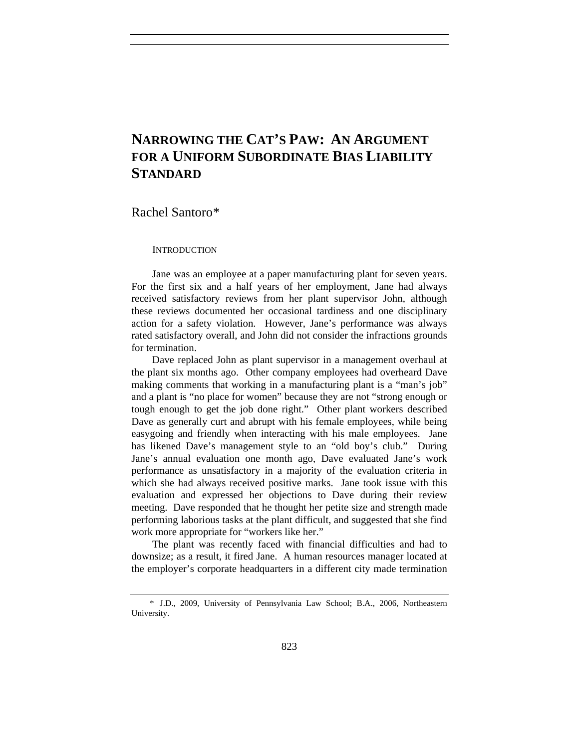# NARROWING THE CAT'S PAW: AN ARGUMENT FOR A UNIFORM SUBORDINATE BIAS LIABILITY STANDARD

Rachel Santoro*

## INTRODUCTION

Jane was an employee at a paper manufacturing plant for seven years. For the first six and a half years of her employment, Jane had always received satisfactory reviews from her plant supervisor John, although these reviews documented her occasional tardiness and one disciplinary action for a safety violation. However, Jane's performance was always rated satisfactory overall, and John did not consider the infractions grounds for termination.

Dave replaced John as plant supervisor in a management overhaul at the plant six months ago. Other company employees had overheard Dave making comments that working in a manufacturing plant is a "man's job" and a plant is "no place for women" because they are not "strong enough or tough enough to get the job done right." Other plant workers described Dave as generally curt and abrupt with his female employees, while being easygoing and friendly when interacting with his male employees. Jane has likened Dave's management style to an "old boy's club." During Jane's annual evaluation one month ago, Dave evaluated Jane's work performance as unsatisfactory in a majority of the evaluation criteria in which she had always received positive marks. Jane took issue with this evaluation and expressed her objections to Dave during their review meeting. Dave responded that he thought her petite size and strength made performing laborious tasks at the plant difficult, and suggested that she find work more appropriate for "workers like her."

The plant was recently faced with financial difficulties and had to downsize; as a result, it fired Jane. A human resources manager located at the employer's corporate headquarters in a different city made termination

---

\* J.D., 2009, University of Pennsylvania Law School; B.A., 2006, Northeastern University.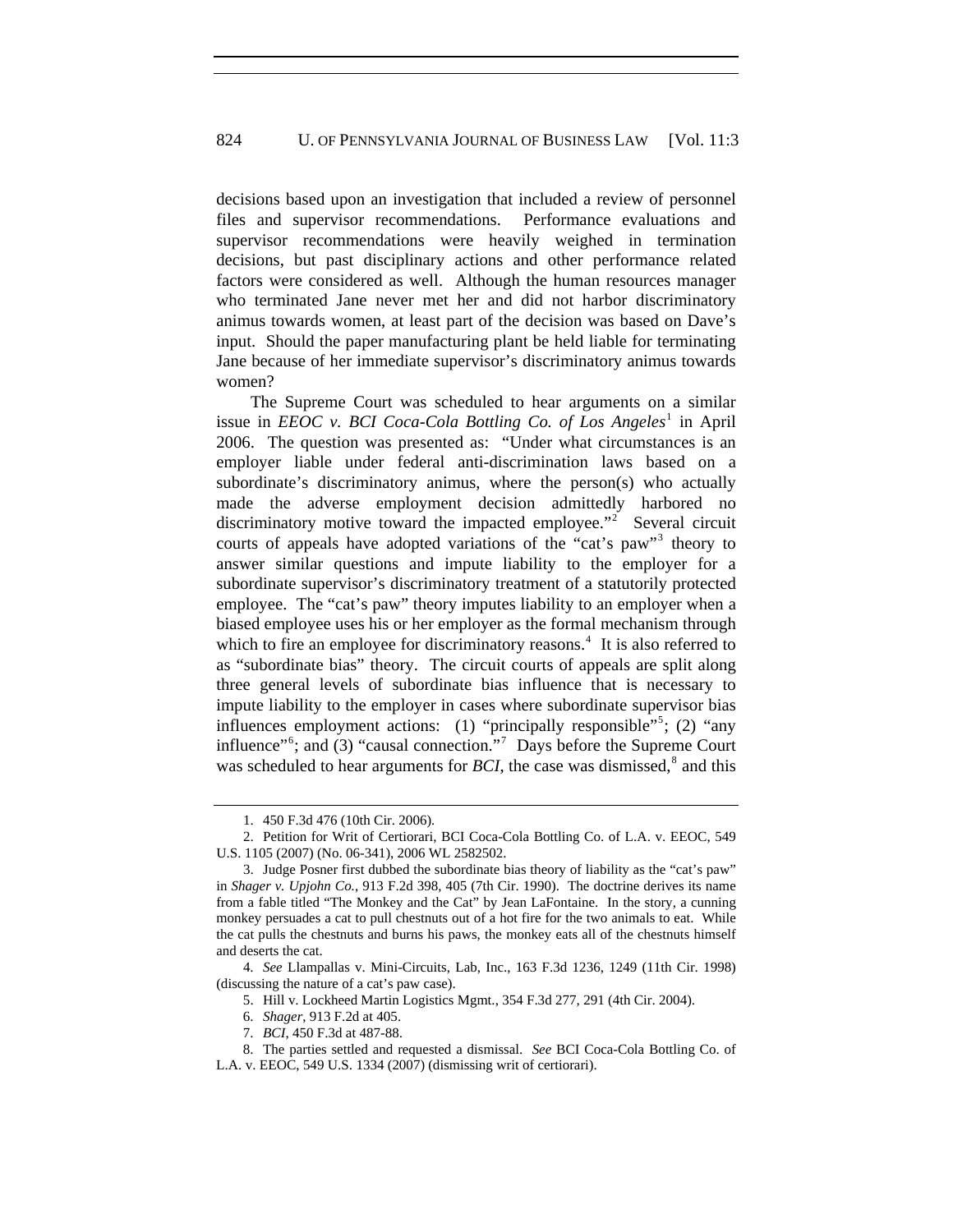decisions based upon an investigation that included a review of personnel files and supervisor recommendations. Performance evaluations and supervisor recommendations were heavily weighed in termination decisions, but past disciplinary actions and other performance related factors were considered as well. Although the human resources manager who terminated Jane never met her and did not harbor discriminatory animus towards women, at least part of the decision was based on Dave's input. Should the paper manufacturing plant be held liable for terminating Jane because of her immediate supervisor's discriminatory animus towards women?

The Supreme Court was scheduled to hear arguments on a similar issue in *EEOC v. BCI Coca-Cola Bottling Co. of Los Angeles*[1] in April 2006. The question was presented as: "Under what circumstances is an employer liable under federal anti-discrimination laws based on a subordinate's discriminatory animus, where the person(s) who actually made the adverse employment decision admittedly harbored no discriminatory motive toward the impacted employee."[2] Several circuit courts of appeals have adopted variations of the "cat's paw"[3] theory to answer similar questions and impute liability to the employer for a subordinate supervisor's discriminatory treatment of a statutorily protected employee. The "cat's paw" theory imputes liability to an employer when a biased employee uses his or her employer as the formal mechanism through which to fire an employee for discriminatory reasons.[4] It is also referred to as "subordinate bias" theory. The circuit courts of appeals are split along three general levels of subordinate bias influence that is necessary to impute liability to the employer in cases where subordinate supervisor bias influences employment actions: (1) "principally responsible"[5]; (2) "any influence"[6]; and (3) "causal connection."[7] Days before the Supreme Court was scheduled to hear arguments for *BCI*, the case was dismissed,[8] and this

---

1. 450 F.3d 476 (10th Cir. 2006).

2. Petition for Writ of Certiorari, BCI Coca-Cola Bottling Co. of L.A. v. EEOC, 549 U.S. 1105 (2007) (No. 06-341), 2006 WL 2582502.

3. Judge Posner first dubbed the subordinate bias theory of liability as the "cat's paw" in *Shager v. Upjohn Co.*, 913 F.2d 398, 405 (7th Cir. 1990). The doctrine derives its name from a fable titled "The Monkey and the Cat" by Jean LaFontaine. In the story, a cunning monkey persuades a cat to pull chestnuts out of a hot fire for the two animals to eat. While the cat pulls the chestnuts and burns his paws, the monkey eats all of the chestnuts himself and deserts the cat.

4. *See* Llampallas v. Mini-Circuits, Lab, Inc., 163 F.3d 1236, 1249 (11th Cir. 1998) (discussing the nature of a cat's paw case).

5. Hill v. Lockheed Martin Logistics Mgmt., 354 F.3d 277, 291 (4th Cir. 2004).

6. *Shager*, 913 F.2d at 405.

7. *BCI*, 450 F.3d at 487-88.

8. The parties settled and requested a dismissal. *See* BCI Coca-Cola Bottling Co. of L.A. v. EEOC, 549 U.S. 1334 (2007) (dismissing writ of certiorari).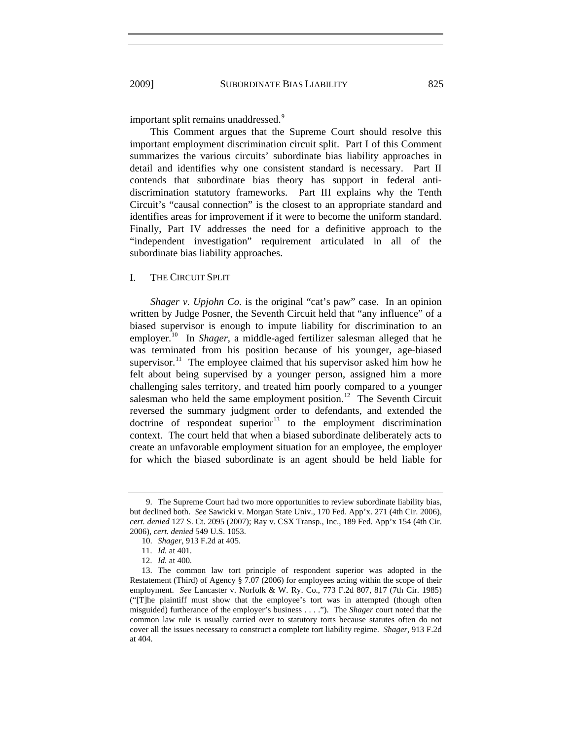important split remains unaddressed.[9]

This Comment argues that the Supreme Court should resolve this important employment discrimination circuit split. Part I of this Comment summarizes the various circuits' subordinate bias liability approaches in detail and identifies why one consistent standard is necessary. Part II contends that subordinate bias theory has support in federal anti-discrimination statutory frameworks. Part III explains why the Tenth Circuit's "causal connection" is the closest to an appropriate standard and identifies areas for improvement if it were to become the uniform standard. Finally, Part IV addresses the need for a definitive approach to the "independent investigation" requirement articulated in all of the subordinate bias liability approaches.

## I. THE CIRCUIT SPLIT

*Shager v. Upjohn Co.* is the original "cat's paw" case. In an opinion written by Judge Posner, the Seventh Circuit held that "any influence" of a biased supervisor is enough to impute liability for discrimination to an employer.[10] In *Shager*, a middle-aged fertilizer salesman alleged that he was terminated from his position because of his younger, age-biased supervisor.[11] The employee claimed that his supervisor asked him how he felt about being supervised by a younger person, assigned him a more challenging sales territory, and treated him poorly compared to a younger salesman who held the same employment position.[12] The Seventh Circuit reversed the summary judgment order to defendants, and extended the doctrine of respondeat superior[13] to the employment discrimination context. The court held that when a biased subordinate deliberately acts to create an unfavorable employment situation for an employee, the employer for which the biased subordinate is an agent should be held liable for

---

9. The Supreme Court had two more opportunities to review subordinate liability bias, but declined both. *See* Sawicki v. Morgan State Univ., 170 Fed. App'x. 271 (4th Cir. 2006), *cert. denied* 127 S. Ct. 2095 (2007); Ray v. CSX Transp., Inc., 189 Fed. App'x 154 (4th Cir. 2006), *cert. denied* 549 U.S. 1053.

10. *Shager*, 913 F.2d at 405.

11. *Id.* at 401.

12. *Id.* at 400.

13. The common law tort principle of respondent superior was adopted in the Restatement (Third) of Agency § 7.07 (2006) for employees acting within the scope of their employment. *See* Lancaster v. Norfolk & W. Ry. Co., 773 F.2d 807, 817 (7th Cir. 1985) ("[T]he plaintiff must show that the employee's tort was in attempted (though often misguided) furtherance of the employer's business . . . ."). The *Shager* court noted that the common law rule is usually carried over to statutory torts because statutes often do not cover all the issues necessary to construct a complete tort liability regime. *Shager*, 913 F.2d at 404.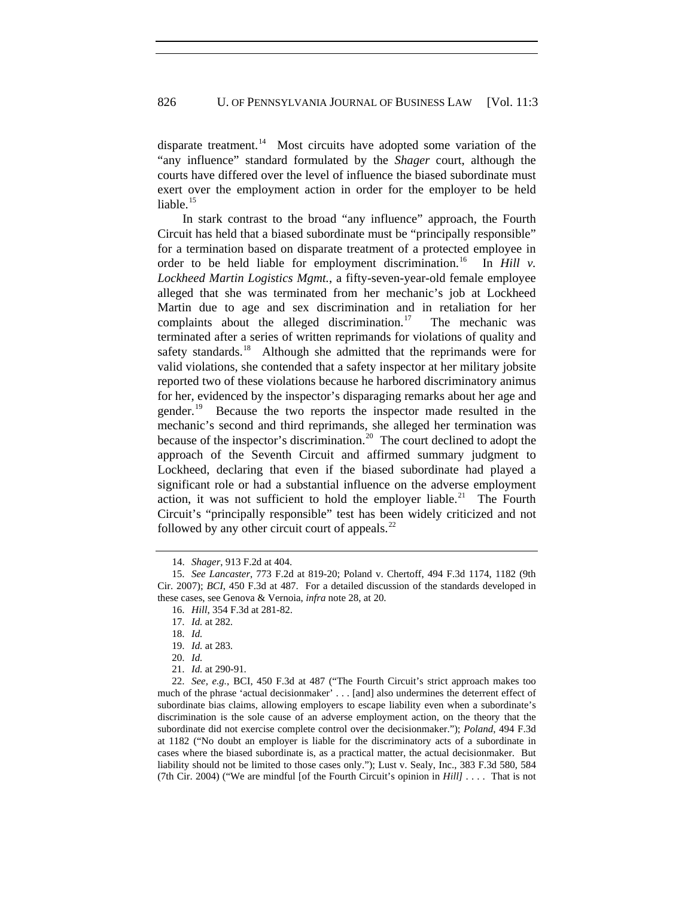disparate treatment.[14] Most circuits have adopted some variation of the "any influence" standard formulated by the *Shager* court, although the courts have differed over the level of influence the biased subordinate must exert over the employment action in order for the employer to be held liable.[15]

In stark contrast to the broad "any influence" approach, the Fourth Circuit has held that a biased subordinate must be "principally responsible" for a termination based on disparate treatment of a protected employee in order to be held liable for employment discrimination.[16] In *Hill v. Lockheed Martin Logistics Mgmt.*, a fifty-seven-year-old female employee alleged that she was terminated from her mechanic's job at Lockheed Martin due to age and sex discrimination and in retaliation for her complaints about the alleged discrimination.[17] The mechanic was terminated after a series of written reprimands for violations of quality and safety standards.[18] Although she admitted that the reprimands were for valid violations, she contended that a safety inspector at her military jobsite reported two of these violations because he harbored discriminatory animus for her, evidenced by the inspector's disparaging remarks about her age and gender.[19] Because the two reports the inspector made resulted in the mechanic's second and third reprimands, she alleged her termination was because of the inspector's discrimination.[20] The court declined to adopt the approach of the Seventh Circuit and affirmed summary judgment to Lockheed, declaring that even if the biased subordinate had played a significant role or had a substantial influence on the adverse employment action, it was not sufficient to hold the employer liable.[21] The Fourth Circuit's "principally responsible" test has been widely criticized and not followed by any other circuit court of appeals.[22]

---

14. *Shager*, 913 F.2d at 404.

15. *See Lancaster*, 773 F.2d at 819-20; Poland v. Chertoff, 494 F.3d 1174, 1182 (9th Cir. 2007); *BCI*, 450 F.3d at 487. For a detailed discussion of the standards developed in these cases, see Genova & Vernoia, *infra* note 28, at 20.

16. *Hill*, 354 F.3d at 281-82.

17. *Id.* at 282.

18. *Id.*

19. *Id.* at 283.

20. *Id.*

21. *Id.* at 290-91.

22. *See, e.g.*, BCI, 450 F.3d at 487 ("The Fourth Circuit's strict approach makes too much of the phrase 'actual decisionmaker' . . . [and] also undermines the deterrent effect of subordinate bias claims, allowing employers to escape liability even when a subordinate's discrimination is the sole cause of an adverse employment action, on the theory that the subordinate did not exercise complete control over the decisionmaker."); *Poland*, 494 F.3d at 1182 ("No doubt an employer is liable for the discriminatory acts of a subordinate in cases where the biased subordinate is, as a practical matter, the actual decisionmaker. But liability should not be limited to those cases only."); Lust v. Sealy, Inc., 383 F.3d 580, 584 (7th Cir. 2004) ("We are mindful [of the Fourth Circuit's opinion in *Hill]* . . . . That is not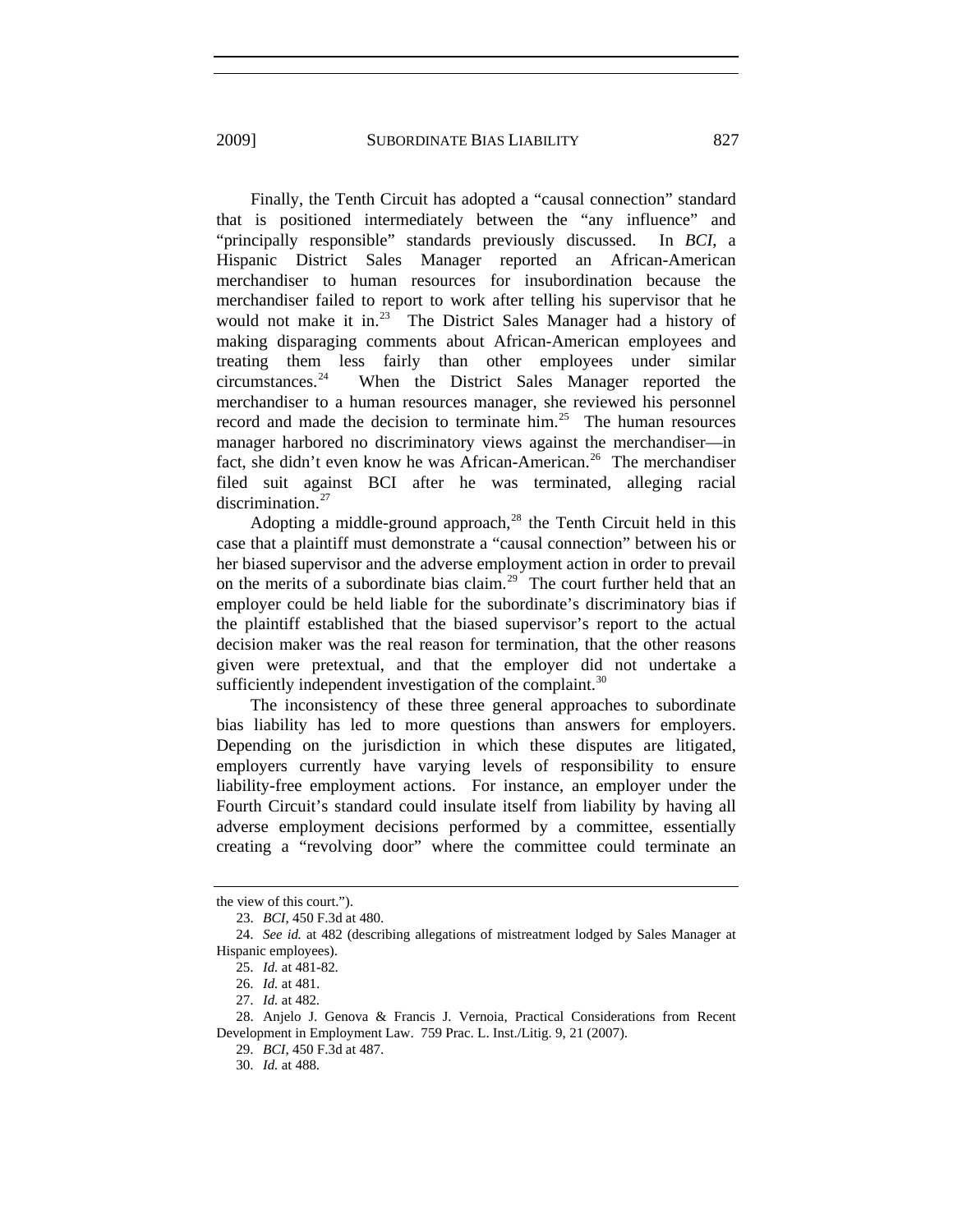Finally, the Tenth Circuit has adopted a "causal connection" standard that is positioned intermediately between the "any influence" and "principally responsible" standards previously discussed. In *BCI*, a Hispanic District Sales Manager reported an African-American merchandiser to human resources for insubordination because the merchandiser failed to report to work after telling his supervisor that he would not make it in.[23] The District Sales Manager had a history of making disparaging comments about African-American employees and treating them less fairly than other employees under similar circumstances.[24] When the District Sales Manager reported the merchandiser to a human resources manager, she reviewed his personnel record and made the decision to terminate him.[25] The human resources manager harbored no discriminatory views against the merchandiser—in fact, she didn't even know he was African-American.[26] The merchandiser filed suit against BCI after he was terminated, alleging racial discrimination.[27]

Adopting a middle-ground approach,[28] the Tenth Circuit held in this case that a plaintiff must demonstrate a "causal connection" between his or her biased supervisor and the adverse employment action in order to prevail on the merits of a subordinate bias claim.[29] The court further held that an employer could be held liable for the subordinate's discriminatory bias if the plaintiff established that the biased supervisor's report to the actual decision maker was the real reason for termination, that the other reasons given were pretextual, and that the employer did not undertake a sufficiently independent investigation of the complaint.[30]

The inconsistency of these three general approaches to subordinate bias liability has led to more questions than answers for employers. Depending on the jurisdiction in which these disputes are litigated, employers currently have varying levels of responsibility to ensure liability-free employment actions. For instance, an employer under the Fourth Circuit's standard could insulate itself from liability by having all adverse employment decisions performed by a committee, essentially creating a "revolving door" where the committee could terminate an

---

the view of this court.").

23. *BCI*, 450 F.3d at 480.

24. *See id.* at 482 (describing allegations of mistreatment lodged by Sales Manager at Hispanic employees).

25. *Id.* at 481-82.

26. *Id.* at 481.

27. *Id.* at 482.

28. Anjelo J. Genova & Francis J. Vernoia, Practical Considerations from Recent Development in Employment Law. 759 Prac. L. Inst./Litig. 9, 21 (2007).

29. *BCI*, 450 F.3d at 487.

30. *Id.* at 488.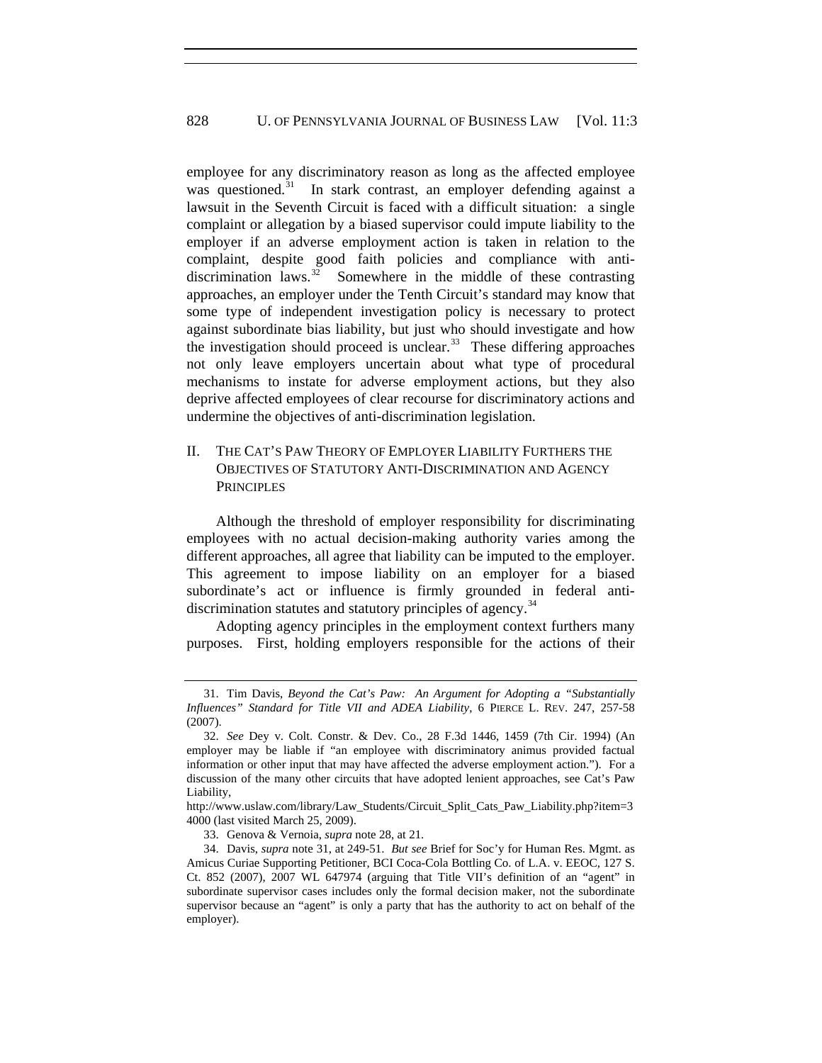employee for any discriminatory reason as long as the affected employee was questioned.[31] In stark contrast, an employer defending against a lawsuit in the Seventh Circuit is faced with a difficult situation: a single complaint or allegation by a biased supervisor could impute liability to the employer if an adverse employment action is taken in relation to the complaint, despite good faith policies and compliance with anti-discrimination laws.[32] Somewhere in the middle of these contrasting approaches, an employer under the Tenth Circuit's standard may know that some type of independent investigation policy is necessary to protect against subordinate bias liability, but just who should investigate and how the investigation should proceed is unclear.[33] These differing approaches not only leave employers uncertain about what type of procedural mechanisms to instate for adverse employment actions, but they also deprive affected employees of clear recourse for discriminatory actions and undermine the objectives of anti-discrimination legislation.

## II. The Cat's Paw Theory of Employer Liability Furthers the Objectives of Statutory Anti-Discrimination and Agency Principles

Although the threshold of employer responsibility for discriminating employees with no actual decision-making authority varies among the different approaches, all agree that liability can be imputed to the employer. This agreement to impose liability on an employer for a biased subordinate's act or influence is firmly grounded in federal anti-discrimination statutes and statutory principles of agency.[34]

Adopting agency principles in the employment context furthers many purposes. First, holding employers responsible for the actions of their

---

31. Tim Davis, *Beyond the Cat's Paw: An Argument for Adopting a "Substantially Influences" Standard for Title VII and ADEA Liability*, 6 PIERCE L. REV. 247, 257-58 (2007).

32. *See* Dey v. Colt. Constr. & Dev. Co., 28 F.3d 1446, 1459 (7th Cir. 1994) (An employer may be liable if "an employee with discriminatory animus provided factual information or other input that may have affected the adverse employment action."). For a discussion of the many other circuits that have adopted lenient approaches, see Cat's Paw Liability, http://www.uslaw.com/library/Law_Students/Circuit_Split_Cats_Paw_Liability.php?item=34000 (last visited March 25, 2009).

33. Genova & Vernoia, *supra* note 28, at 21.

34. Davis, *supra* note 31, at 249-51. *But see* Brief for Soc'y for Human Res. Mgmt. as Amicus Curiae Supporting Petitioner, BCI Coca-Cola Bottling Co. of L.A. v. EEOC, 127 S. Ct. 852 (2007), 2007 WL 647974 (arguing that Title VII's definition of an "agent" in subordinate supervisor cases includes only the formal decision maker, not the subordinate supervisor because an "agent" is only a party that has the authority to act on behalf of the employer).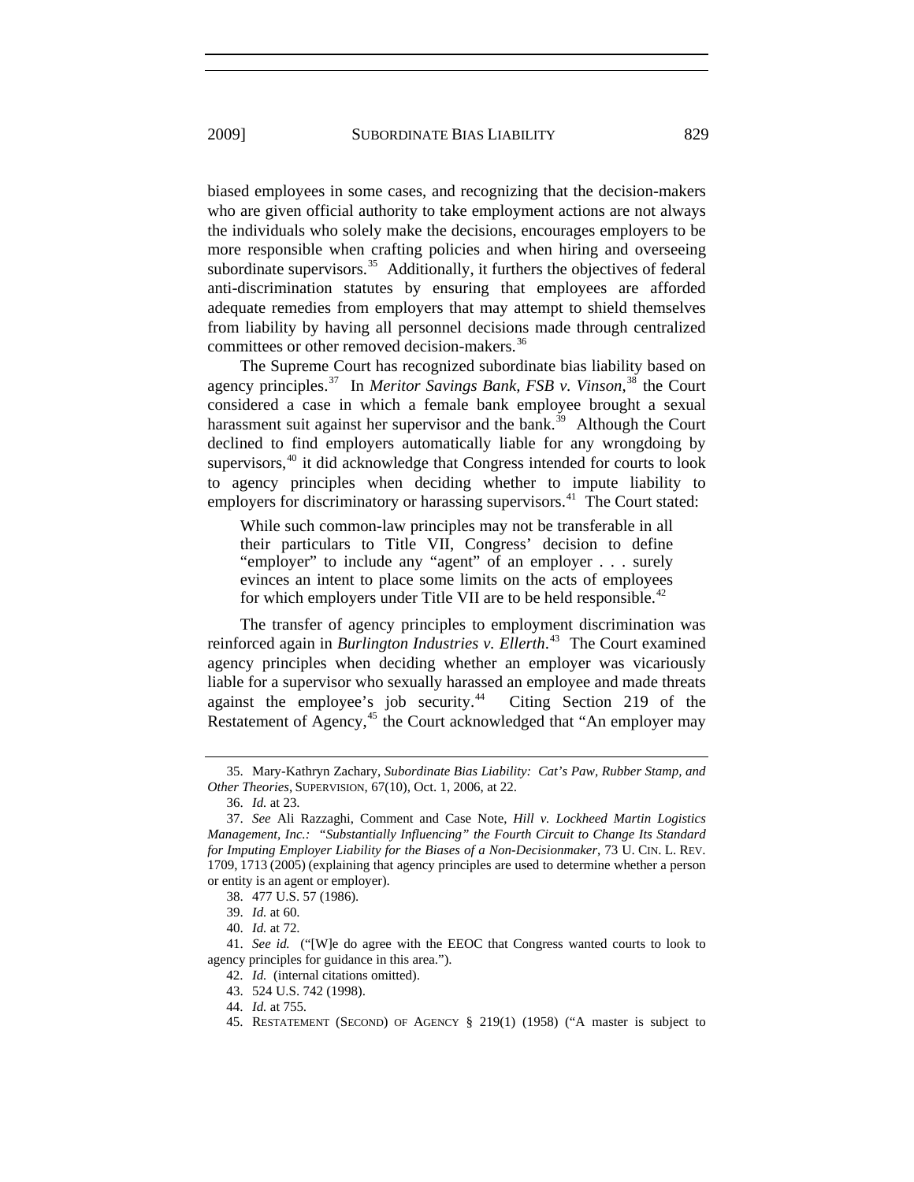biased employees in some cases, and recognizing that the decision-makers who are given official authority to take employment actions are not always the individuals who solely make the decisions, encourages employers to be more responsible when crafting policies and when hiring and overseeing subordinate supervisors.[35] Additionally, it furthers the objectives of federal anti-discrimination statutes by ensuring that employees are afforded adequate remedies from employers that may attempt to shield themselves from liability by having all personnel decisions made through centralized committees or other removed decision-makers.[36]

The Supreme Court has recognized subordinate bias liability based on agency principles.[37] In *Meritor Savings Bank, FSB v. Vinson*,[38] the Court considered a case in which a female bank employee brought a sexual harassment suit against her supervisor and the bank.[39] Although the Court declined to find employers automatically liable for any wrongdoing by supervisors,[40] it did acknowledge that Congress intended for courts to look to agency principles when deciding whether to impute liability to employers for discriminatory or harassing supervisors.[41] The Court stated:

> While such common-law principles may not be transferable in all their particulars to Title VII, Congress' decision to define "employer" to include any "agent" of an employer . . . surely evinces an intent to place some limits on the acts of employees for which employers under Title VII are to be held responsible.[42]

The transfer of agency principles to employment discrimination was reinforced again in *Burlington Industries v. Ellerth*.[43] The Court examined agency principles when deciding whether an employer was vicariously liable for a supervisor who sexually harassed an employee and made threats against the employee's job security.[44] Citing Section 219 of the Restatement of Agency,[45] the Court acknowledged that "An employer may

---

35. Mary-Kathryn Zachary, *Subordinate Bias Liability: Cat's Paw, Rubber Stamp, and Other Theories*, SUPERVISION, 67(10), Oct. 1, 2006, at 22.

36. *Id.* at 23.

37. *See* Ali Razzaghi, Comment and Case Note, *Hill v. Lockheed Martin Logistics Management, Inc.: "Substantially Influencing" the Fourth Circuit to Change Its Standard for Imputing Employer Liability for the Biases of a Non-Decisionmaker*, 73 U. CIN. L. REV. 1709, 1713 (2005) (explaining that agency principles are used to determine whether a person or entity is an agent or employer).

38. 477 U.S. 57 (1986).

39. *Id.* at 60.

40. *Id.* at 72.

41. *See id.* ("[W]e do agree with the EEOC that Congress wanted courts to look to agency principles for guidance in this area.").

42. *Id.* (internal citations omitted).

43. 524 U.S. 742 (1998).

44. *Id.* at 755.

45. RESTATEMENT (SECOND) OF AGENCY § 219(1) (1958) ("A master is subject to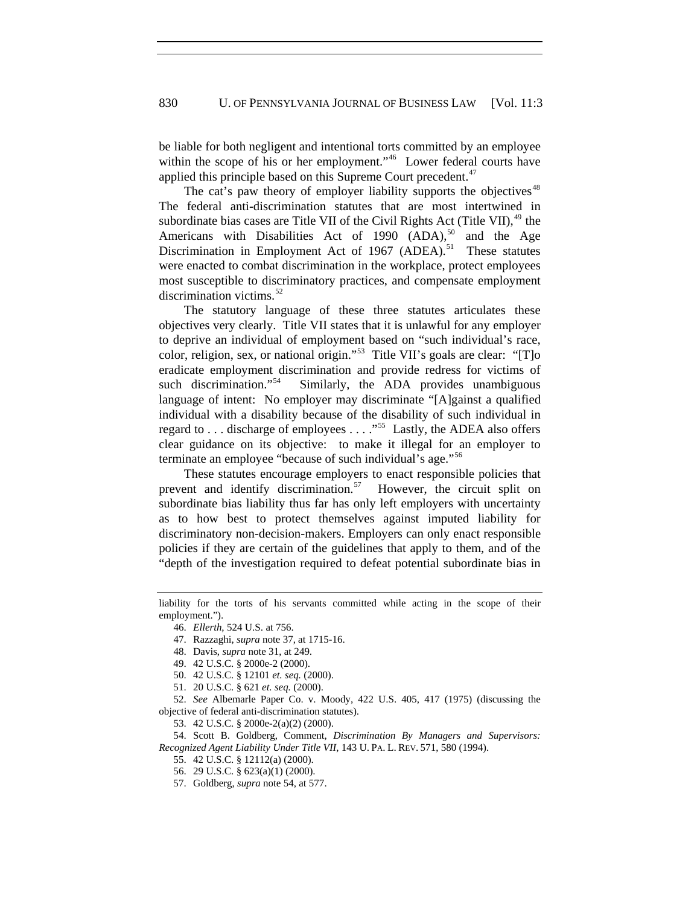be liable for both negligent and intentional torts committed by an employee within the scope of his or her employment."[46] Lower federal courts have applied this principle based on this Supreme Court precedent.[47]

The cat's paw theory of employer liability supports the objectives[48] The federal anti-discrimination statutes that are most intertwined in subordinate bias cases are Title VII of the Civil Rights Act (Title VII),[49] the Americans with Disabilities Act of 1990 (ADA),[50] and the Age Discrimination in Employment Act of 1967 (ADEA).[51] These statutes were enacted to combat discrimination in the workplace, protect employees most susceptible to discriminatory practices, and compensate employment discrimination victims.[52]

The statutory language of these three statutes articulates these objectives very clearly. Title VII states that it is unlawful for any employer to deprive an individual of employment based on "such individual's race, color, religion, sex, or national origin."[53] Title VII's goals are clear: "[T]o eradicate employment discrimination and provide redress for victims of such discrimination."[54] Similarly, the ADA provides unambiguous language of intent: No employer may discriminate "[A]gainst a qualified individual with a disability because of the disability of such individual in regard to . . . discharge of employees . . . ."[55] Lastly, the ADEA also offers clear guidance on its objective: to make it illegal for an employer to terminate an employee "because of such individual's age."[56]

These statutes encourage employers to enact responsible policies that prevent and identify discrimination.[57] However, the circuit split on subordinate bias liability thus far has only left employers with uncertainty as to how best to protect themselves against imputed liability for discriminatory non-decision-makers. Employers can only enact responsible policies if they are certain of the guidelines that apply to them, and of the "depth of the investigation required to defeat potential subordinate bias in

---

liability for the torts of his servants committed while acting in the scope of their employment.").

46. *Ellerth*, 524 U.S. at 756.

47. Razzaghi, *supra* note 37, at 1715-16.

48. Davis, *supra* note 31, at 249.

49. 42 U.S.C. § 2000e-2 (2000).

50. 42 U.S.C. § 12101 *et. seq.* (2000).

51. 20 U.S.C. § 621 *et. seq.* (2000).

52. *See* Albemarle Paper Co. v. Moody, 422 U.S. 405, 417 (1975) (discussing the objective of federal anti-discrimination statutes).

53. 42 U.S.C. § 2000e-2(a)(2) (2000).

54. Scott B. Goldberg, Comment, *Discrimination By Managers and Supervisors: Recognized Agent Liability Under Title VII*, 143 U. PA. L. REV. 571, 580 (1994).

55. 42 U.S.C. § 12112(a) (2000).

56. 29 U.S.C. § 623(a)(1) (2000).

57. Goldberg, *supra* note 54, at 577.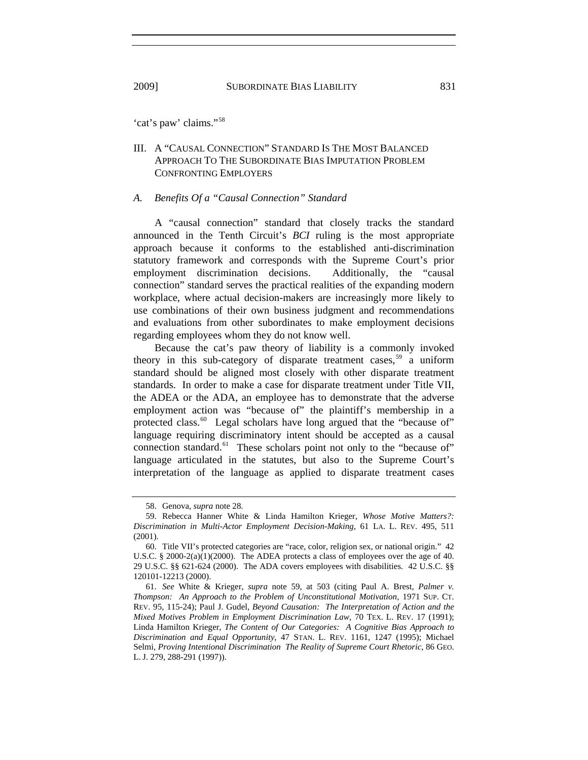'cat's paw' claims."[58]

## III. A "Causal Connection" Standard Is The Most Balanced Approach To The Subordinate Bias Imputation Problem Confronting Employers

### *A. Benefits Of a "Causal Connection" Standard*

A "causal connection" standard that closely tracks the standard announced in the Tenth Circuit's *BCI* ruling is the most appropriate approach because it conforms to the established anti-discrimination statutory framework and corresponds with the Supreme Court's prior employment discrimination decisions. Additionally, the "causal connection" standard serves the practical realities of the expanding modern workplace, where actual decision-makers are increasingly more likely to use combinations of their own business judgment and recommendations and evaluations from other subordinates to make employment decisions regarding employees whom they do not know well.

Because the cat's paw theory of liability is a commonly invoked theory in this sub-category of disparate treatment cases,[59] a uniform standard should be aligned most closely with other disparate treatment standards. In order to make a case for disparate treatment under Title VII, the ADEA or the ADA, an employee has to demonstrate that the adverse employment action was "because of" the plaintiff's membership in a protected class.[60] Legal scholars have long argued that the "because of" language requiring discriminatory intent should be accepted as a causal connection standard.[61] These scholars point not only to the "because of" language articulated in the statutes, but also to the Supreme Court's interpretation of the language as applied to disparate treatment cases

---

58. Genova, *supra* note 28.

59. Rebecca Hanner White & Linda Hamilton Krieger, *Whose Motive Matters?: Discrimination in Multi-Actor Employment Decision-Making*, 61 LA. L. REV. 495, 511 (2001).

60. Title VII's protected categories are "race, color, religion sex, or national origin." 42 U.S.C. § 2000-2(a)(1)(2000). The ADEA protects a class of employees over the age of 40. 29 U.S.C. §§ 621-624 (2000). The ADA covers employees with disabilities. 42 U.S.C. §§ 120101-12213 (2000).

61. *See* White & Krieger, *supra* note 59, at 503 (citing Paul A. Brest, *Palmer v. Thompson: An Approach to the Problem of Unconstitutional Motivation*, 1971 SUP. CT. REV. 95, 115-24); Paul J. Gudel, *Beyond Causation: The Interpretation of Action and the Mixed Motives Problem in Employment Discrimination Law*, 70 TEX. L. REV. 17 (1991); Linda Hamilton Krieger, *The Content of Our Categories: A Cognitive Bias Approach to Discrimination and Equal Opportunity*, 47 STAN. L. REV. 1161, 1247 (1995); Michael Selmi, *Proving Intentional Discrimination The Reality of Supreme Court Rhetoric*, 86 GEO. L. J. 279, 288-291 (1997)).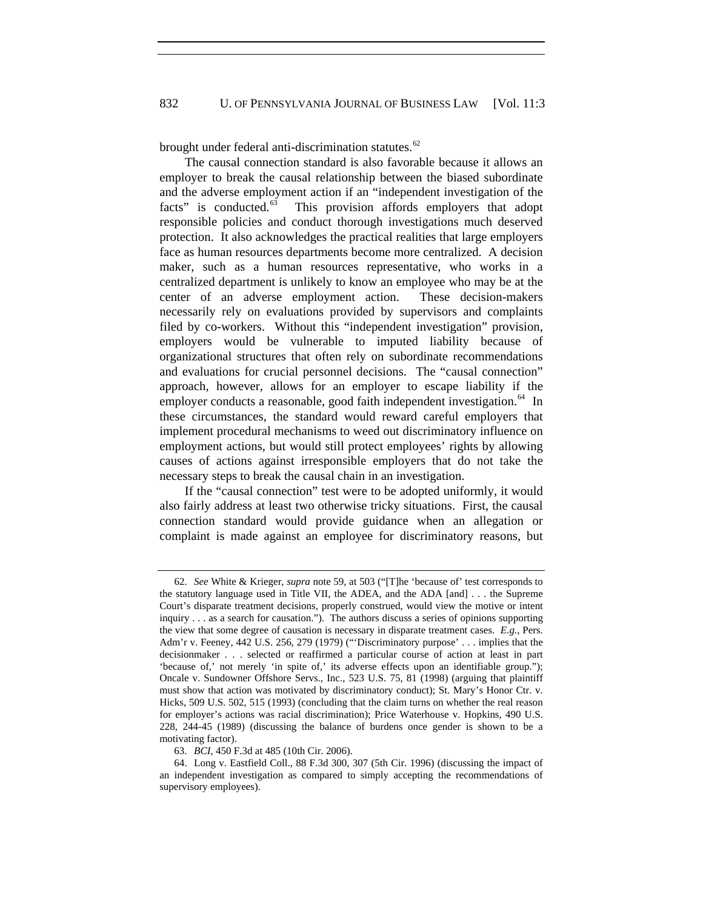brought under federal anti-discrimination statutes.[62]

The causal connection standard is also favorable because it allows an employer to break the causal relationship between the biased subordinate and the adverse employment action if an "independent investigation of the facts" is conducted.[63] This provision affords employers that adopt responsible policies and conduct thorough investigations much deserved protection. It also acknowledges the practical realities that large employers face as human resources departments become more centralized. A decision maker, such as a human resources representative, who works in a centralized department is unlikely to know an employee who may be at the center of an adverse employment action. These decision-makers necessarily rely on evaluations provided by supervisors and complaints filed by co-workers. Without this "independent investigation" provision, employers would be vulnerable to imputed liability because of organizational structures that often rely on subordinate recommendations and evaluations for crucial personnel decisions. The "causal connection" approach, however, allows for an employer to escape liability if the employer conducts a reasonable, good faith independent investigation.[64] In these circumstances, the standard would reward careful employers that implement procedural mechanisms to weed out discriminatory influence on employment actions, but would still protect employees' rights by allowing causes of actions against irresponsible employers that do not take the necessary steps to break the causal chain in an investigation.

If the "causal connection" test were to be adopted uniformly, it would also fairly address at least two otherwise tricky situations. First, the causal connection standard would provide guidance when an allegation or complaint is made against an employee for discriminatory reasons, but

---

62. *See* White & Krieger, *supra* note 59, at 503 ("[T]he 'because of' test corresponds to the statutory language used in Title VII, the ADEA, and the ADA [and] . . . the Supreme Court's disparate treatment decisions, properly construed, would view the motive or intent inquiry . . . as a search for causation."). The authors discuss a series of opinions supporting the view that some degree of causation is necessary in disparate treatment cases. *E.g.*, Pers. Adm'r v. Feeney, 442 U.S. 256, 279 (1979) ("'Discriminatory purpose' . . . implies that the decisionmaker . . . selected or reaffirmed a particular course of action at least in part 'because of,' not merely 'in spite of,' its adverse effects upon an identifiable group."); Oncale v. Sundowner Offshore Servs., Inc., 523 U.S. 75, 81 (1998) (arguing that plaintiff must show that action was motivated by discriminatory conduct); St. Mary's Honor Ctr. v. Hicks, 509 U.S. 502, 515 (1993) (concluding that the claim turns on whether the real reason for employer's actions was racial discrimination); Price Waterhouse v. Hopkins, 490 U.S. 228, 244-45 (1989) (discussing the balance of burdens once gender is shown to be a motivating factor).

63. *BCI*, 450 F.3d at 485 (10th Cir. 2006).

64. Long v. Eastfield Coll., 88 F.3d 300, 307 (5th Cir. 1996) (discussing the impact of an independent investigation as compared to simply accepting the recommendations of supervisory employees).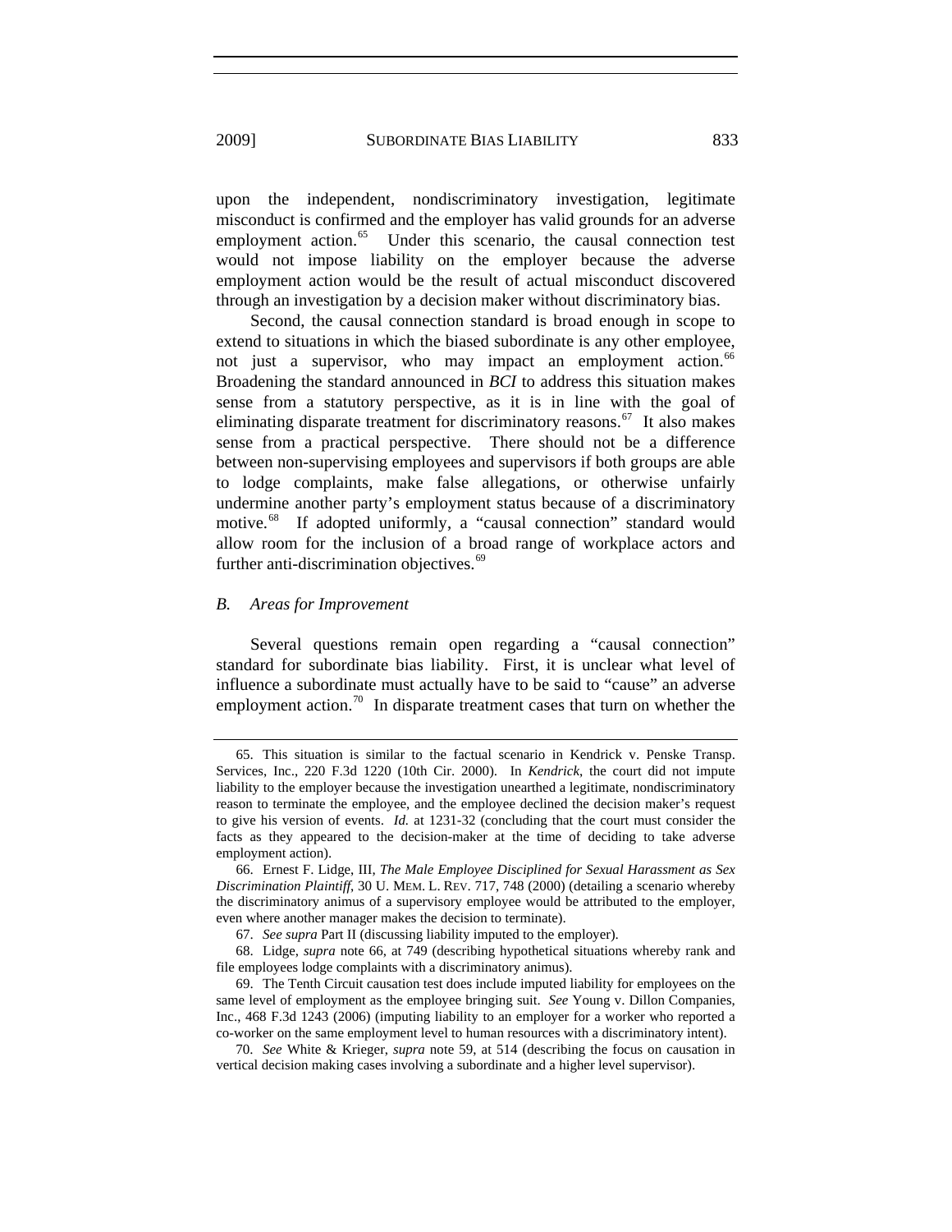upon the independent, nondiscriminatory investigation, legitimate misconduct is confirmed and the employer has valid grounds for an adverse employment action.[65] Under this scenario, the causal connection test would not impose liability on the employer because the adverse employment action would be the result of actual misconduct discovered through an investigation by a decision maker without discriminatory bias.

Second, the causal connection standard is broad enough in scope to extend to situations in which the biased subordinate is any other employee, not just a supervisor, who may impact an employment action.[66] Broadening the standard announced in *BCI* to address this situation makes sense from a statutory perspective, as it is in line with the goal of eliminating disparate treatment for discriminatory reasons.[67] It also makes sense from a practical perspective. There should not be a difference between non-supervising employees and supervisors if both groups are able to lodge complaints, make false allegations, or otherwise unfairly undermine another party's employment status because of a discriminatory motive.[68] If adopted uniformly, a "causal connection" standard would allow room for the inclusion of a broad range of workplace actors and further anti-discrimination objectives.[69]

### B. Areas for Improvement

Several questions remain open regarding a "causal connection" standard for subordinate bias liability. First, it is unclear what level of influence a subordinate must actually have to be said to "cause" an adverse employment action.[70] In disparate treatment cases that turn on whether the

---

65. This situation is similar to the factual scenario in Kendrick v. Penske Transp. Services, Inc., 220 F.3d 1220 (10th Cir. 2000). In *Kendrick*, the court did not impute liability to the employer because the investigation unearthed a legitimate, nondiscriminatory reason to terminate the employee, and the employee declined the decision maker's request to give his version of events. *Id.* at 1231-32 (concluding that the court must consider the facts as they appeared to the decision-maker at the time of deciding to take adverse employment action).

66. Ernest F. Lidge, III, *The Male Employee Disciplined for Sexual Harassment as Sex Discrimination Plaintiff*, 30 U. MEM. L. REV. 717, 748 (2000) (detailing a scenario whereby the discriminatory animus of a supervisory employee would be attributed to the employer, even where another manager makes the decision to terminate).

67. *See supra* Part II (discussing liability imputed to the employer).

68. Lidge, *supra* note 66, at 749 (describing hypothetical situations whereby rank and file employees lodge complaints with a discriminatory animus).

69. The Tenth Circuit causation test does include imputed liability for employees on the same level of employment as the employee bringing suit. *See* Young v. Dillon Companies, Inc., 468 F.3d 1243 (2006) (imputing liability to an employer for a worker who reported a co-worker on the same employment level to human resources with a discriminatory intent).

70. *See* White & Krieger, *supra* note 59, at 514 (describing the focus on causation in vertical decision making cases involving a subordinate and a higher level supervisor).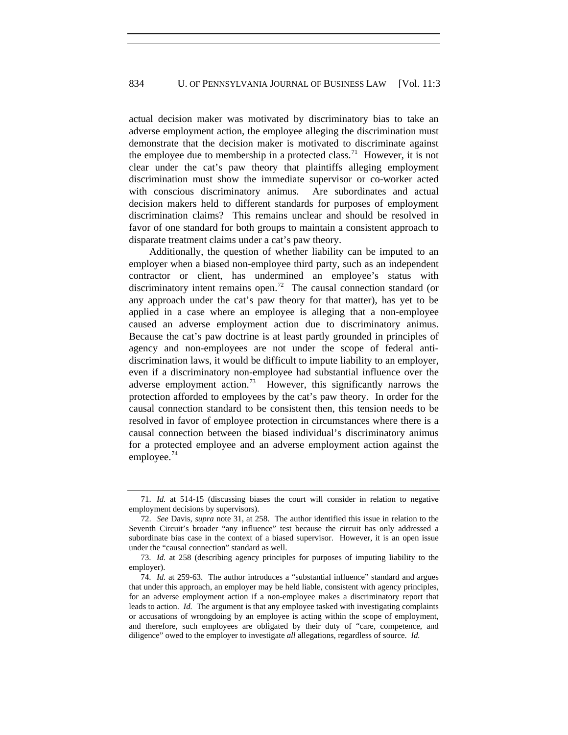actual decision maker was motivated by discriminatory bias to take an adverse employment action, the employee alleging the discrimination must demonstrate that the decision maker is motivated to discriminate against the employee due to membership in a protected class.[71] However, it is not clear under the cat's paw theory that plaintiffs alleging employment discrimination must show the immediate supervisor or co-worker acted with conscious discriminatory animus. Are subordinates and actual decision makers held to different standards for purposes of employment discrimination claims? This remains unclear and should be resolved in favor of one standard for both groups to maintain a consistent approach to disparate treatment claims under a cat's paw theory.

Additionally, the question of whether liability can be imputed to an employer when a biased non-employee third party, such as an independent contractor or client, has undermined an employee's status with discriminatory intent remains open.[72] The causal connection standard (or any approach under the cat's paw theory for that matter), has yet to be applied in a case where an employee is alleging that a non-employee caused an adverse employment action due to discriminatory animus. Because the cat's paw doctrine is at least partly grounded in principles of agency and non-employees are not under the scope of federal anti-discrimination laws, it would be difficult to impute liability to an employer, even if a discriminatory non-employee had substantial influence over the adverse employment action.[73] However, this significantly narrows the protection afforded to employees by the cat's paw theory. In order for the causal connection standard to be consistent then, this tension needs to be resolved in favor of employee protection in circumstances where there is a causal connection between the biased individual's discriminatory animus for a protected employee and an adverse employment action against the employee.[74]

---

71. *Id.* at 514-15 (discussing biases the court will consider in relation to negative employment decisions by supervisors).

72. *See* Davis, *supra* note 31, at 258. The author identified this issue in relation to the Seventh Circuit's broader "any influence" test because the circuit has only addressed a subordinate bias case in the context of a biased supervisor. However, it is an open issue under the "causal connection" standard as well.

73. *Id.* at 258 (describing agency principles for purposes of imputing liability to the employer).

74. *Id.* at 259-63. The author introduces a "substantial influence" standard and argues that under this approach, an employer may be held liable, consistent with agency principles, for an adverse employment action if a non-employee makes a discriminatory report that leads to action. *Id.* The argument is that any employee tasked with investigating complaints or accusations of wrongdoing by an employee is acting within the scope of employment, and therefore, such employees are obligated by their duty of "care, competence, and diligence" owed to the employer to investigate *all* allegations, regardless of source. *Id.*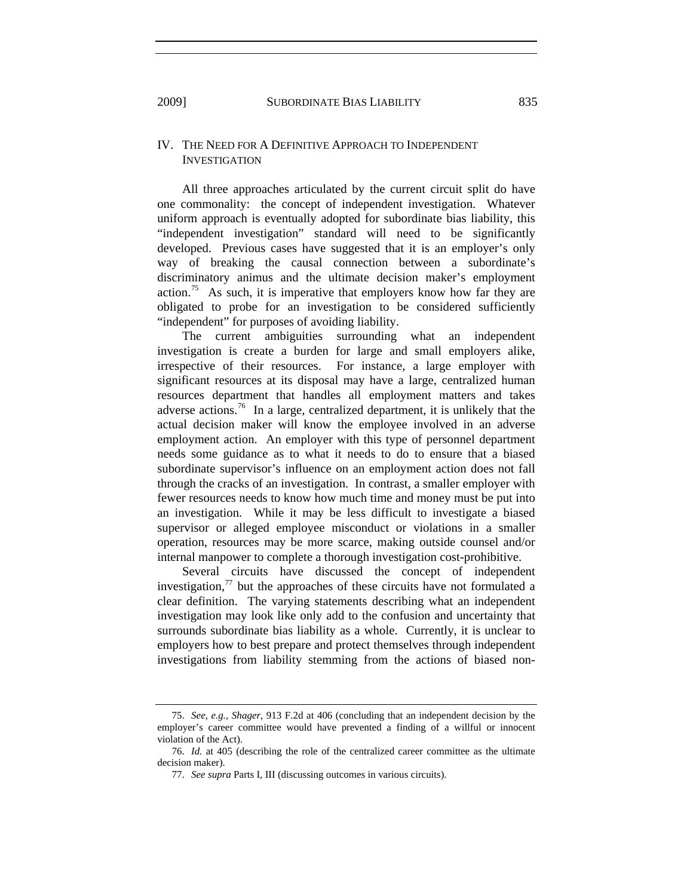## IV. THE NEED FOR A DEFINITIVE APPROACH TO INDEPENDENT INVESTIGATION

All three approaches articulated by the current circuit split do have one commonality: the concept of independent investigation. Whatever uniform approach is eventually adopted for subordinate bias liability, this "independent investigation" standard will need to be significantly developed. Previous cases have suggested that it is an employer's only way of breaking the causal connection between a subordinate's discriminatory animus and the ultimate decision maker's employment action.[75] As such, it is imperative that employers know how far they are obligated to probe for an investigation to be considered sufficiently "independent" for purposes of avoiding liability.

The current ambiguities surrounding what an independent investigation is create a burden for large and small employers alike, irrespective of their resources. For instance, a large employer with significant resources at its disposal may have a large, centralized human resources department that handles all employment matters and takes adverse actions.[76] In a large, centralized department, it is unlikely that the actual decision maker will know the employee involved in an adverse employment action. An employer with this type of personnel department needs some guidance as to what it needs to do to ensure that a biased subordinate supervisor's influence on an employment action does not fall through the cracks of an investigation. In contrast, a smaller employer with fewer resources needs to know how much time and money must be put into an investigation. While it may be less difficult to investigate a biased supervisor or alleged employee misconduct or violations in a smaller operation, resources may be more scarce, making outside counsel and/or internal manpower to complete a thorough investigation cost-prohibitive.

Several circuits have discussed the concept of independent investigation,[77] but the approaches of these circuits have not formulated a clear definition. The varying statements describing what an independent investigation may look like only add to the confusion and uncertainty that surrounds subordinate bias liability as a whole. Currently, it is unclear to employers how to best prepare and protect themselves through independent investigations from liability stemming from the actions of biased non-

---

75. *See, e.g.*, *Shager*, 913 F.2d at 406 (concluding that an independent decision by the employer's career committee would have prevented a finding of a willful or innocent violation of the Act).

76. *Id.* at 405 (describing the role of the centralized career committee as the ultimate decision maker).

77. *See supra* Parts I, III (discussing outcomes in various circuits).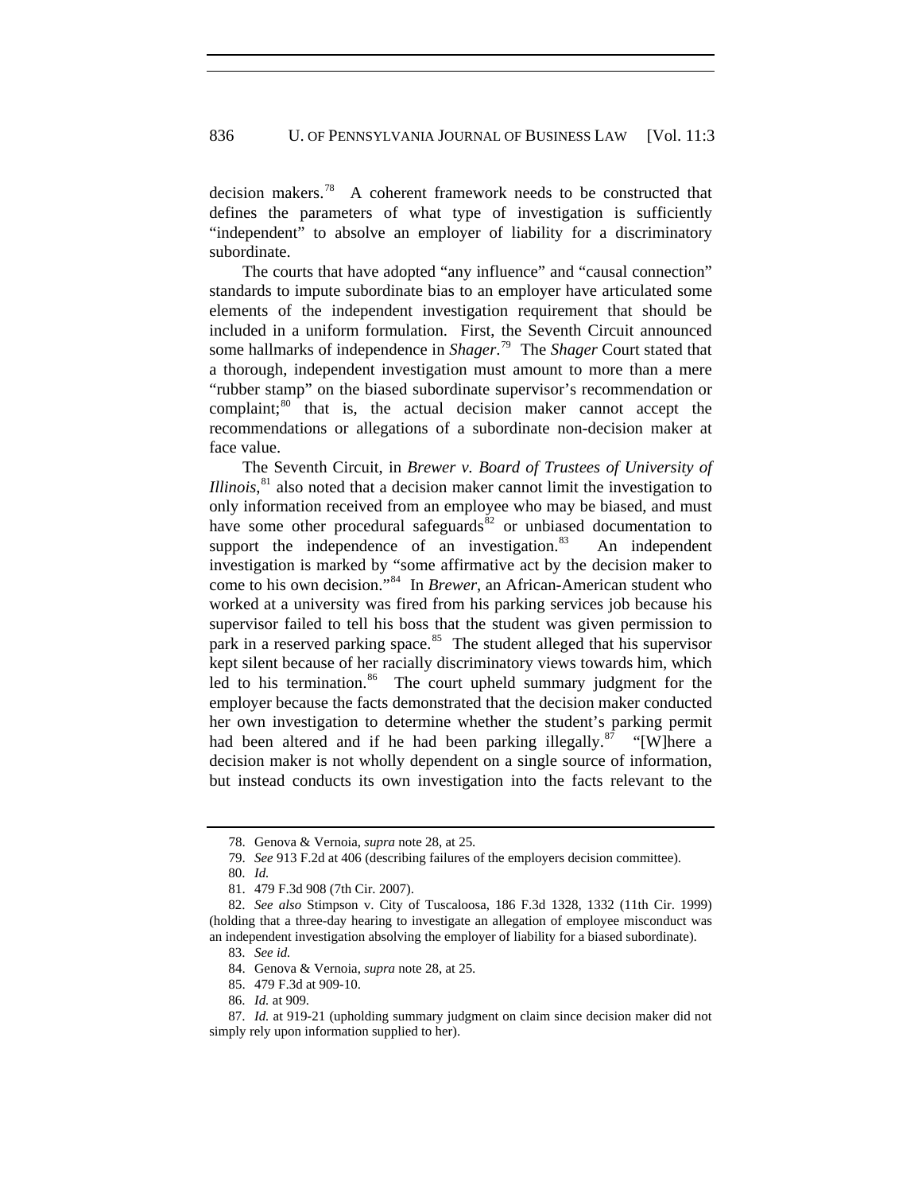decision makers.[78] A coherent framework needs to be constructed that defines the parameters of what type of investigation is sufficiently "independent" to absolve an employer of liability for a discriminatory subordinate.

The courts that have adopted "any influence" and "causal connection" standards to impute subordinate bias to an employer have articulated some elements of the independent investigation requirement that should be included in a uniform formulation. First, the Seventh Circuit announced some hallmarks of independence in *Shager*.[79] The *Shager* Court stated that a thorough, independent investigation must amount to more than a mere "rubber stamp" on the biased subordinate supervisor's recommendation or complaint;[80] that is, the actual decision maker cannot accept the recommendations or allegations of a subordinate non-decision maker at face value.

The Seventh Circuit, in *Brewer v. Board of Trustees of University of Illinois*,[81] also noted that a decision maker cannot limit the investigation to only information received from an employee who may be biased, and must have some other procedural safeguards[82] or unbiased documentation to support the independence of an investigation.[83] An independent investigation is marked by "some affirmative act by the decision maker to come to his own decision."[84] In *Brewer*, an African-American student who worked at a university was fired from his parking services job because his supervisor failed to tell his boss that the student was given permission to park in a reserved parking space.[85] The student alleged that his supervisor kept silent because of her racially discriminatory views towards him, which led to his termination.[86] The court upheld summary judgment for the employer because the facts demonstrated that the decision maker conducted her own investigation to determine whether the student's parking permit had been altered and if he had been parking illegally.[87] "[W]here a decision maker is not wholly dependent on a single source of information, but instead conducts its own investigation into the facts relevant to the

---

78. Genova & Vernoia, *supra* note 28, at 25.

79. *See* 913 F.2d at 406 (describing failures of the employers decision committee).

80. *Id.*

81. 479 F.3d 908 (7th Cir. 2007).

82. *See also* Stimpson v. City of Tuscaloosa, 186 F.3d 1328, 1332 (11th Cir. 1999) (holding that a three-day hearing to investigate an allegation of employee misconduct was an independent investigation absolving the employer of liability for a biased subordinate).

83. *See id.*

84. Genova & Vernoia, *supra* note 28, at 25.

85. 479 F.3d at 909-10.

86. *Id.* at 909.

87. *Id.* at 919-21 (upholding summary judgment on claim since decision maker did not simply rely upon information supplied to her).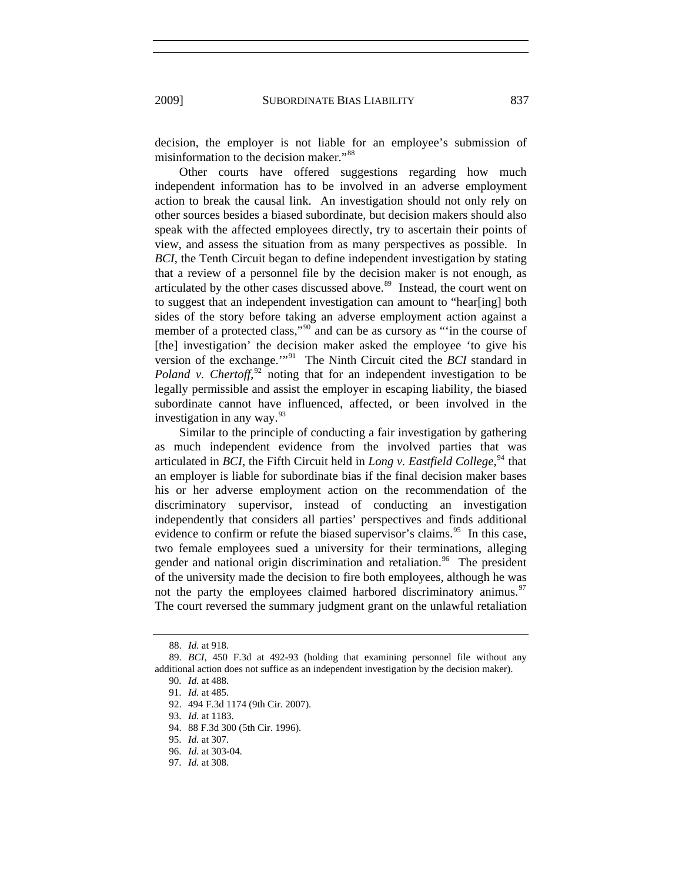decision, the employer is not liable for an employee's submission of misinformation to the decision maker."[88]

Other courts have offered suggestions regarding how much independent information has to be involved in an adverse employment action to break the causal link. An investigation should not only rely on other sources besides a biased subordinate, but decision makers should also speak with the affected employees directly, try to ascertain their points of view, and assess the situation from as many perspectives as possible. In *BCI*, the Tenth Circuit began to define independent investigation by stating that a review of a personnel file by the decision maker is not enough, as articulated by the other cases discussed above.[89] Instead, the court went on to suggest that an independent investigation can amount to "hear[ing] both sides of the story before taking an adverse employment action against a member of a protected class,"[90] and can be as cursory as "'in the course of [the] investigation' the decision maker asked the employee 'to give his version of the exchange.'"[91] The Ninth Circuit cited the *BCI* standard in *Poland v. Chertoff*,[92] noting that for an independent investigation to be legally permissible and assist the employer in escaping liability, the biased subordinate cannot have influenced, affected, or been involved in the investigation in any way.[93]

Similar to the principle of conducting a fair investigation by gathering as much independent evidence from the involved parties that was articulated in *BCI*, the Fifth Circuit held in *Long v. Eastfield College*,[94] that an employer is liable for subordinate bias if the final decision maker bases his or her adverse employment action on the recommendation of the discriminatory supervisor, instead of conducting an investigation independently that considers all parties' perspectives and finds additional evidence to confirm or refute the biased supervisor's claims.[95] In this case, two female employees sued a university for their terminations, alleging gender and national origin discrimination and retaliation.[96] The president of the university made the decision to fire both employees, although he was not the party the employees claimed harbored discriminatory animus.[97] The court reversed the summary judgment grant on the unlawful retaliation

---

88. *Id.* at 918.

89. *BCI*, 450 F.3d at 492-93 (holding that examining personnel file without any additional action does not suffice as an independent investigation by the decision maker).

90. *Id.* at 488.

91. *Id.* at 485.

92. 494 F.3d 1174 (9th Cir. 2007).

93. *Id.* at 1183.

94. 88 F.3d 300 (5th Cir. 1996).

95. *Id.* at 307.

96. *Id.* at 303-04.

97. *Id.* at 308.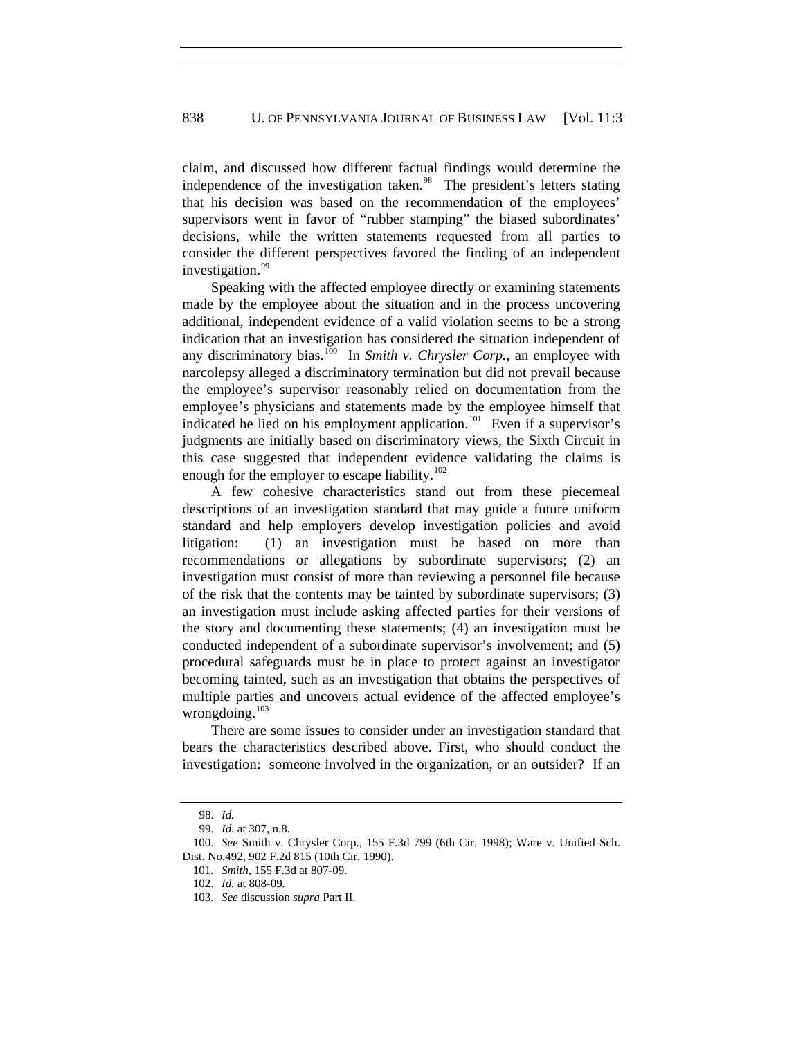claim, and discussed how different factual findings would determine the independence of the investigation taken.[98] The president's letters stating that his decision was based on the recommendation of the employees' supervisors went in favor of "rubber stamping" the biased subordinates' decisions, while the written statements requested from all parties to consider the different perspectives favored the finding of an independent investigation.[99]

Speaking with the affected employee directly or examining statements made by the employee about the situation and in the process uncovering additional, independent evidence of a valid violation seems to be a strong indication that an investigation has considered the situation independent of any discriminatory bias.[100] In *Smith v. Chrysler Corp.*, an employee with narcolepsy alleged a discriminatory termination but did not prevail because the employee's supervisor reasonably relied on documentation from the employee's physicians and statements made by the employee himself that indicated he lied on his employment application.[101] Even if a supervisor's judgments are initially based on discriminatory views, the Sixth Circuit in this case suggested that independent evidence validating the claims is enough for the employer to escape liability.[102]

A few cohesive characteristics stand out from these piecemeal descriptions of an investigation standard that may guide a future uniform standard and help employers develop investigation policies and avoid litigation: (1) an investigation must be based on more than recommendations or allegations by subordinate supervisors; (2) an investigation must consist of more than reviewing a personnel file because of the risk that the contents may be tainted by subordinate supervisors; (3) an investigation must include asking affected parties for their versions of the story and documenting these statements; (4) an investigation must be conducted independent of a subordinate supervisor's involvement; and (5) procedural safeguards must be in place to protect against an investigator becoming tainted, such as an investigation that obtains the perspectives of multiple parties and uncovers actual evidence of the affected employee's wrongdoing.[103]

There are some issues to consider under an investigation standard that bears the characteristics described above. First, who should conduct the investigation: someone involved in the organization, or an outsider? If an

---

98. *Id.*

99. *Id.* at 307, n.8.

100. *See* Smith v. Chrysler Corp., 155 F.3d 799 (6th Cir. 1998); Ware v. Unified Sch. Dist. No.492, 902 F.2d 815 (10th Cir. 1990).

101. *Smith*, 155 F.3d at 807-09.

102. *Id.* at 808-09.

103. *See* discussion *supra* Part II.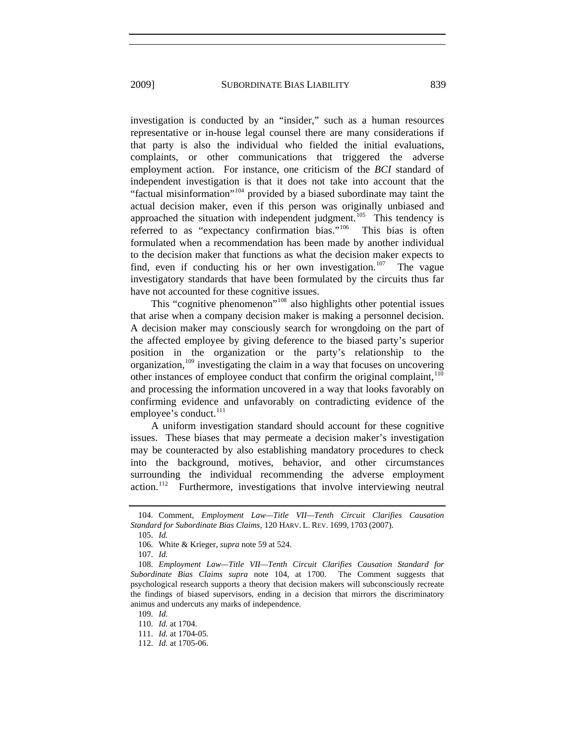investigation is conducted by an "insider," such as a human resources representative or in-house legal counsel there are many considerations if that party is also the individual who fielded the initial evaluations, complaints, or other communications that triggered the adverse employment action. For instance, one criticism of the *BCI* standard of independent investigation is that it does not take into account that the "factual misinformation"[104] provided by a biased subordinate may taint the actual decision maker, even if this person was originally unbiased and approached the situation with independent judgment.[105] This tendency is referred to as "expectancy confirmation bias."[106] This bias is often formulated when a recommendation has been made by another individual to the decision maker that functions as what the decision maker expects to find, even if conducting his or her own investigation.[107] The vague investigatory standards that have been formulated by the circuits thus far have not accounted for these cognitive issues.

This "cognitive phenomenon"[108] also highlights other potential issues that arise when a company decision maker is making a personnel decision. A decision maker may consciously search for wrongdoing on the part of the affected employee by giving deference to the biased party's superior position in the organization or the party's relationship to the organization,[109] investigating the claim in a way that focuses on uncovering other instances of employee conduct that confirm the original complaint,[110] and processing the information uncovered in a way that looks favorably on confirming evidence and unfavorably on contradicting evidence of the employee's conduct.[111]

A uniform investigation standard should account for these cognitive issues. These biases that may permeate a decision maker's investigation may be counteracted by also establishing mandatory procedures to check into the background, motives, behavior, and other circumstances surrounding the individual recommending the adverse employment action.[112] Furthermore, investigations that involve interviewing neutral

---

104. Comment, *Employment Law—Title VII—Tenth Circuit Clarifies Causation Standard for Subordinate Bias Claims*, 120 HARV. L. REV. 1699, 1703 (2007).

105. *Id.*

106. White & Krieger, *supra* note 59 at 524.

107. *Id.*

108. *Employment Law—Title VII—Tenth Circuit Clarifies Causation Standard for Subordinate Bias Claims supra* note 104, at 1700. The Comment suggests that psychological research supports a theory that decision makers will subconsciously recreate the findings of biased supervisors, ending in a decision that mirrors the discriminatory animus and undercuts any marks of independence.

109. *Id.*

110. *Id.* at 1704.

111. *Id.* at 1704-05.

112. *Id.* at 1705-06.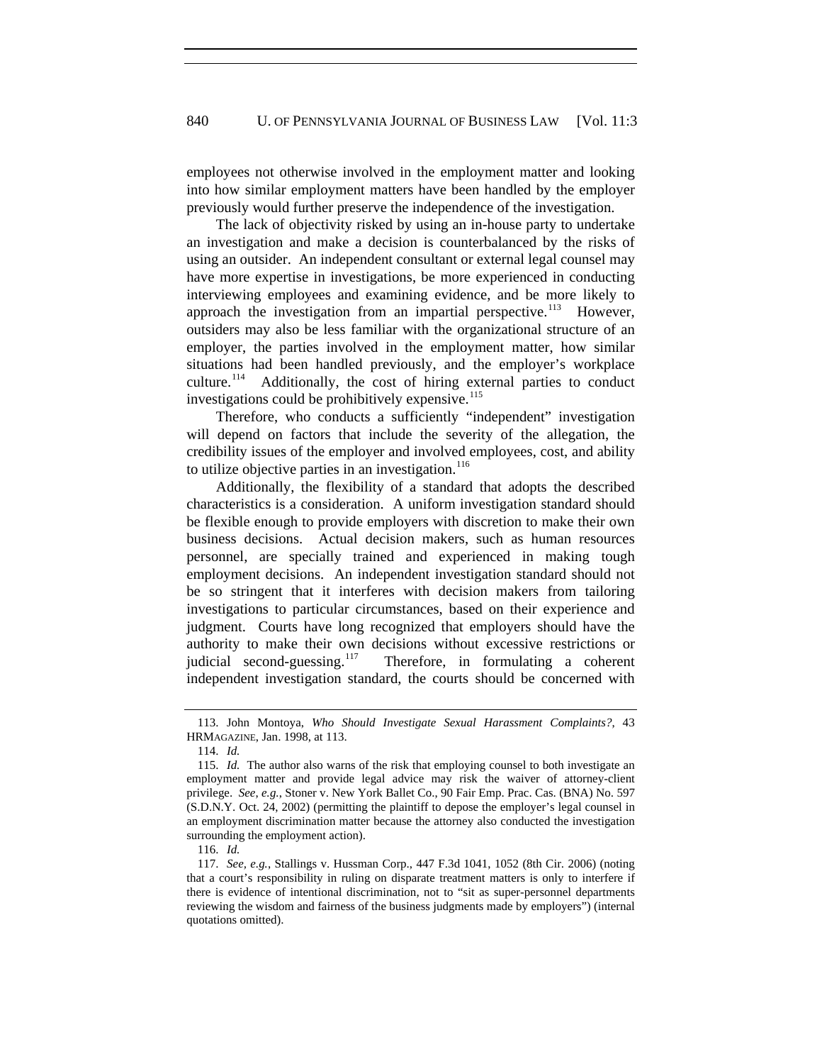employees not otherwise involved in the employment matter and looking into how similar employment matters have been handled by the employer previously would further preserve the independence of the investigation.

The lack of objectivity risked by using an in-house party to undertake an investigation and make a decision is counterbalanced by the risks of using an outsider. An independent consultant or external legal counsel may have more expertise in investigations, be more experienced in conducting interviewing employees and examining evidence, and be more likely to approach the investigation from an impartial perspective.[113] However, outsiders may also be less familiar with the organizational structure of an employer, the parties involved in the employment matter, how similar situations had been handled previously, and the employer's workplace culture.[114] Additionally, the cost of hiring external parties to conduct investigations could be prohibitively expensive.[115]

Therefore, who conducts a sufficiently "independent" investigation will depend on factors that include the severity of the allegation, the credibility issues of the employer and involved employees, cost, and ability to utilize objective parties in an investigation.[116]

Additionally, the flexibility of a standard that adopts the described characteristics is a consideration. A uniform investigation standard should be flexible enough to provide employers with discretion to make their own business decisions. Actual decision makers, such as human resources personnel, are specially trained and experienced in making tough employment decisions. An independent investigation standard should not be so stringent that it interferes with decision makers from tailoring investigations to particular circumstances, based on their experience and judgment. Courts have long recognized that employers should have the authority to make their own decisions without excessive restrictions or judicial second-guessing.[117] Therefore, in formulating a coherent independent investigation standard, the courts should be concerned with

---

113. John Montoya, *Who Should Investigate Sexual Harassment Complaints?*, 43 HRMAGAZINE, Jan. 1998, at 113.

114. *Id.*

115. *Id.* The author also warns of the risk that employing counsel to both investigate an employment matter and provide legal advice may risk the waiver of attorney-client privilege. *See, e.g.*, Stoner v. New York Ballet Co., 90 Fair Emp. Prac. Cas. (BNA) No. 597 (S.D.N.Y. Oct. 24, 2002) (permitting the plaintiff to depose the employer's legal counsel in an employment discrimination matter because the attorney also conducted the investigation surrounding the employment action).

116. *Id.*

117. *See, e.g.*, Stallings v. Hussman Corp., 447 F.3d 1041, 1052 (8th Cir. 2006) (noting that a court's responsibility in ruling on disparate treatment matters is only to interfere if there is evidence of intentional discrimination, not to "sit as super-personnel departments reviewing the wisdom and fairness of the business judgments made by employers") (internal quotations omitted).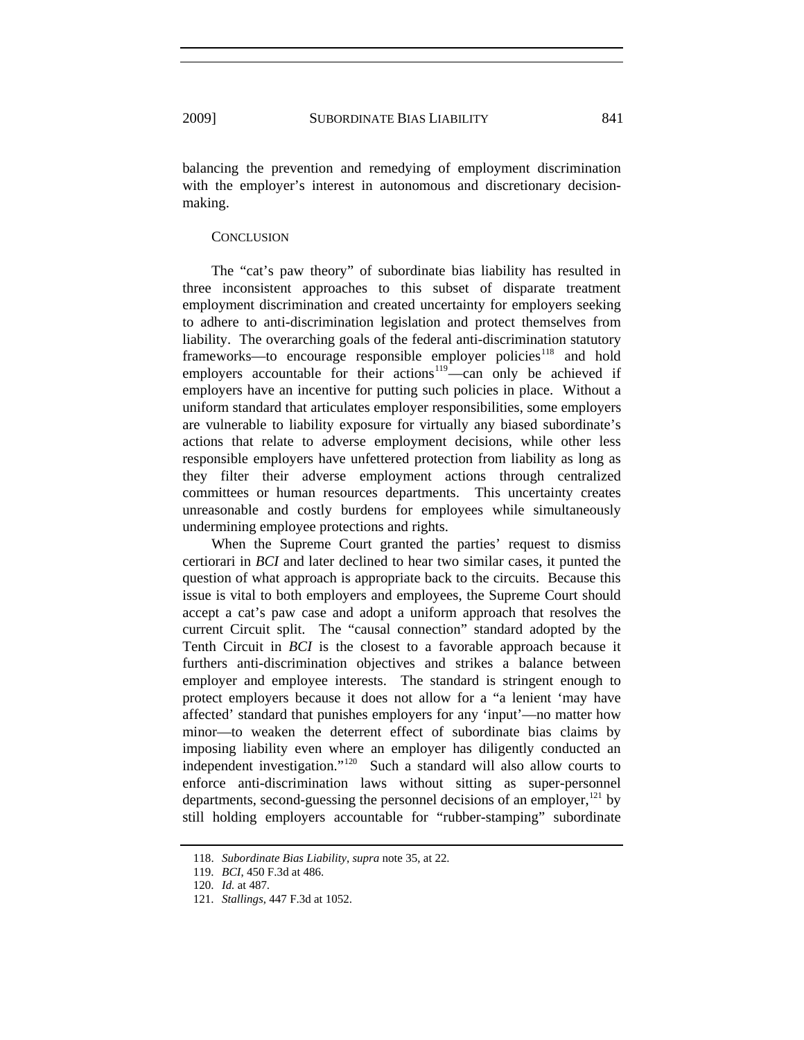balancing the prevention and remedying of employment discrimination with the employer's interest in autonomous and discretionary decision-making.

## CONCLUSION

The "cat's paw theory" of subordinate bias liability has resulted in three inconsistent approaches to this subset of disparate treatment employment discrimination and created uncertainty for employers seeking to adhere to anti-discrimination legislation and protect themselves from liability. The overarching goals of the federal anti-discrimination statutory frameworks—to encourage responsible employer policies[118] and hold employers accountable for their actions[119]—can only be achieved if employers have an incentive for putting such policies in place. Without a uniform standard that articulates employer responsibilities, some employers are vulnerable to liability exposure for virtually any biased subordinate's actions that relate to adverse employment decisions, while other less responsible employers have unfettered protection from liability as long as they filter their adverse employment actions through centralized committees or human resources departments. This uncertainty creates unreasonable and costly burdens for employees while simultaneously undermining employee protections and rights.

When the Supreme Court granted the parties' request to dismiss certiorari in *BCI* and later declined to hear two similar cases, it punted the question of what approach is appropriate back to the circuits. Because this issue is vital to both employers and employees, the Supreme Court should accept a cat's paw case and adopt a uniform approach that resolves the current Circuit split. The "causal connection" standard adopted by the Tenth Circuit in *BCI* is the closest to a favorable approach because it furthers anti-discrimination objectives and strikes a balance between employer and employee interests. The standard is stringent enough to protect employers because it does not allow for a "a lenient 'may have affected' standard that punishes employers for any 'input'—no matter how minor—to weaken the deterrent effect of subordinate bias claims by imposing liability even where an employer has diligently conducted an independent investigation."[120] Such a standard will also allow courts to enforce anti-discrimination laws without sitting as super-personnel departments, second-guessing the personnel decisions of an employer,[121] by still holding employers accountable for "rubber-stamping" subordinate

118. *Subordinate Bias Liability*, *supra* note 35, at 22.

119. *BCI*, 450 F.3d at 486.

120. *Id.* at 487.

121. *Stallings*, 447 F.3d at 1052.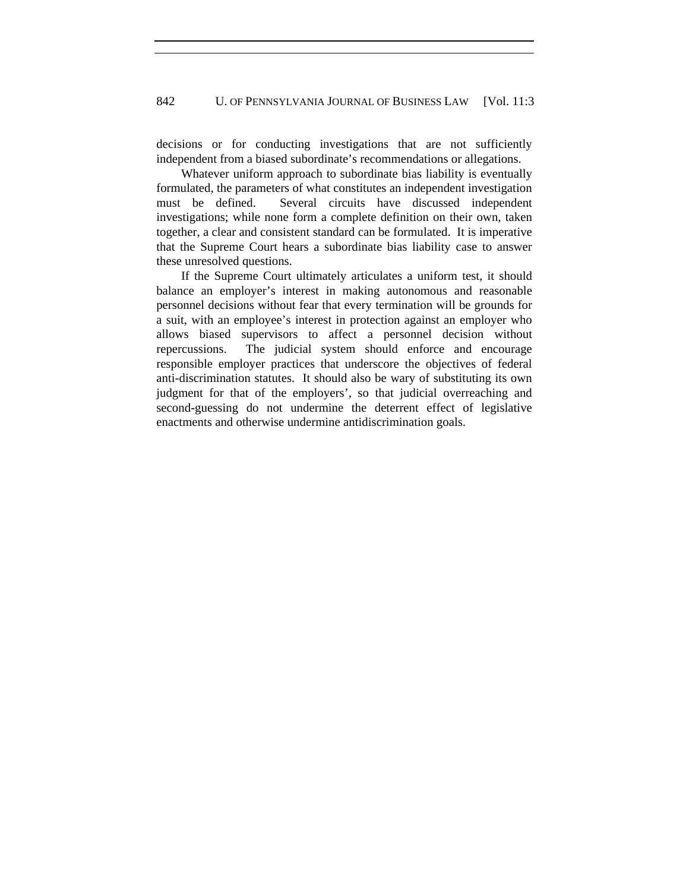decisions or for conducting investigations that are not sufficiently independent from a biased subordinate's recommendations or allegations.

Whatever uniform approach to subordinate bias liability is eventually formulated, the parameters of what constitutes an independent investigation must be defined. Several circuits have discussed independent investigations; while none form a complete definition on their own, taken together, a clear and consistent standard can be formulated. It is imperative that the Supreme Court hears a subordinate bias liability case to answer these unresolved questions.

If the Supreme Court ultimately articulates a uniform test, it should balance an employer's interest in making autonomous and reasonable personnel decisions without fear that every termination will be grounds for a suit, with an employee's interest in protection against an employer who allows biased supervisors to affect a personnel decision without repercussions. The judicial system should enforce and encourage responsible employer practices that underscore the objectives of federal anti-discrimination statutes. It should also be wary of substituting its own judgment for that of the employers', so that judicial overreaching and second-guessing do not undermine the deterrent effect of legislative enactments and otherwise undermine antidiscrimination goals.